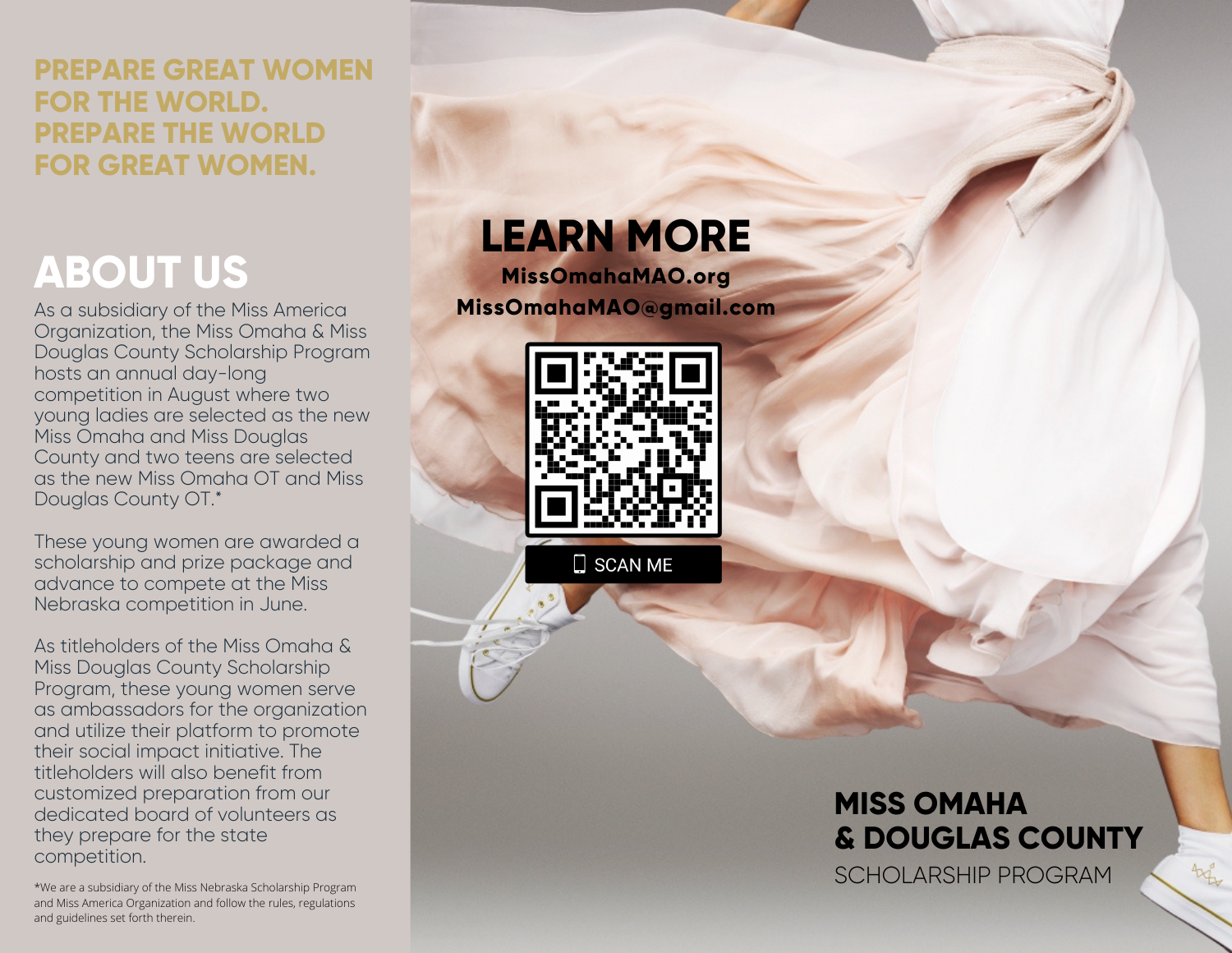**PREPARE GREAT WOMEN FOR THE WORLD. PREPARE THE WORLD FOR GREAT WOMEN.**

# ABOUT US

As a subsidiary of the Miss America Organization, the Miss Omaha & Miss Douglas County Scholarship Program hosts an annual day-long competition in August where two young ladies are selected as the new Miss Omaha and Miss Douglas County and two teens are selected as the new Miss Omaha OT and Miss Douglas County OT.*

These young women are awarded a scholarship and prize package and advance to compete at the Miss Nebraska competition in June.

As titleholders of the Miss Omaha & Miss Douglas County Scholarship Program, these young women serve as ambassadors for the organization and utilize their platform to promote their social impact initiative. The titleholders will also benefit from customized preparation from our dedicated board of volunteers as they prepare for the state competition.

*We are a subsidiary of the Miss Nebraska Scholarship Program and Miss America Organization and follow the rules, regulations and guidelines set forth therein.

# LEARN MORE

**MissOmahaMAO.org**
**MissOmahaMAO@gmail.com**

SCAN ME

# MISS OMAHA & DOUGLAS COUNTY

SCHOLARSHIP PROGRAM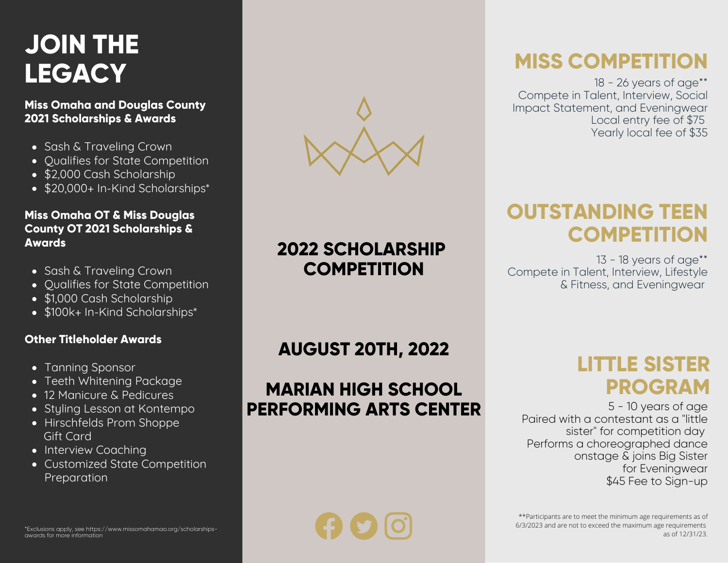# JOIN THE LEGACY

**Miss Omaha and Douglas County 2021 Scholarships & Awards**

- Sash & Traveling Crown
- Qualifies for State Competition
- $2,000 Cash Scholarship
- $20,000+ In-Kind Scholarships*

**Miss Omaha OT & Miss Douglas County OT 2021 Scholarships & Awards**

- Sash & Traveling Crown
- Qualifies for State Competition
- $1,000 Cash Scholarship
- $100k+ In-Kind Scholarships*

**Other Titleholder Awards**

- Tanning Sponsor
- Teeth Whitening Package
- 12 Manicure & Pedicures
- Styling Lesson at Kontempo
- Hirschfelds Prom Shoppe Gift Card
- Interview Coaching
- Customized State Competition Preparation

*Exclusions apply, see https://www.missomahamao.org/scholarships-awards for more information

## 2022 SCHOLARSHIP COMPETITION

## AUGUST 20TH, 2022

## MARIAN HIGH SCHOOL PERFORMING ARTS CENTER

## MISS COMPETITION

18 - 26 years of age**
Compete in Talent, Interview, Social Impact Statement, and Eveningwear
Local entry fee of $75
Yearly local fee of $35

## OUTSTANDING TEEN COMPETITION

13 - 18 years of age**
Compete in Talent, Interview, Lifestyle & Fitness, and Eveningwear

## LITTLE SISTER PROGRAM

5 - 10 years of age
Paired with a contestant as a "little sister" for competition day
Performs a choreographed dance onstage & joins Big Sister for Eveningwear
$45 Fee to Sign-up

**Participants are to meet the minimum age requirements as of 6/3/2023 and are not to exceed the maximum age requirements as of 12/31/23.